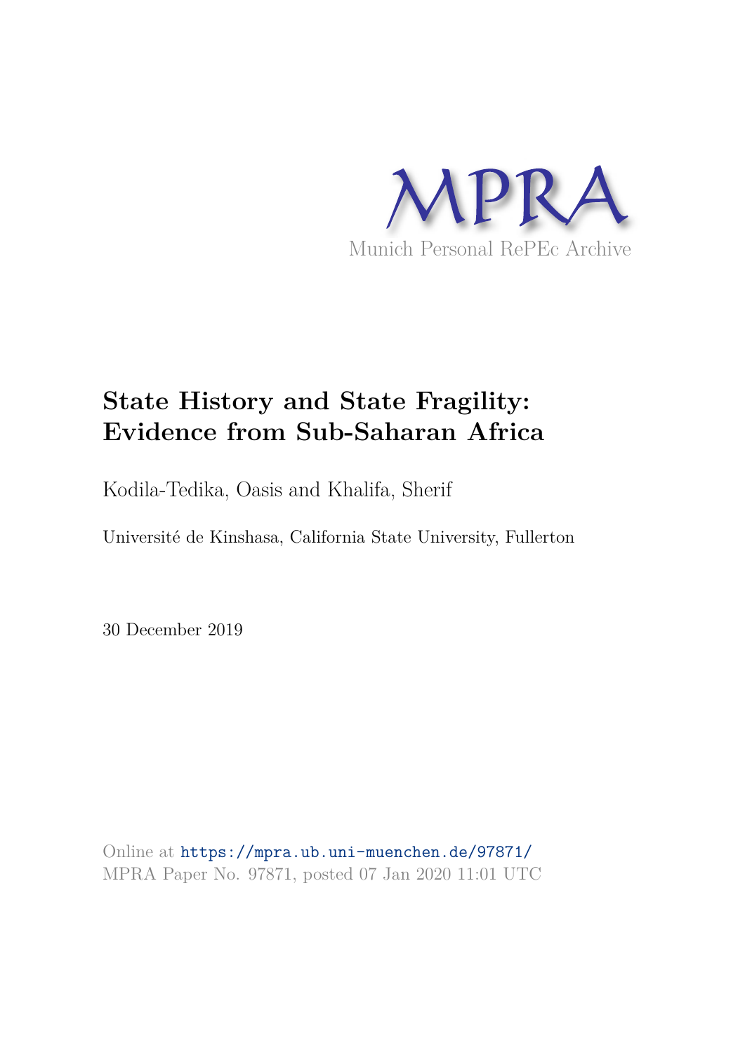MPRA

Munich Personal RePEc Archive

# State History and State Fragility: Evidence from Sub-Saharan Africa

Kodila-Tedika, Oasis and Khalifa, Sherif

Université de Kinshasa, California State University, Fullerton

30 December 2019

Online at https://mpra.ub.uni-muenchen.de/97871/
MPRA Paper No. 97871, posted 07 Jan 2020 11:01 UTC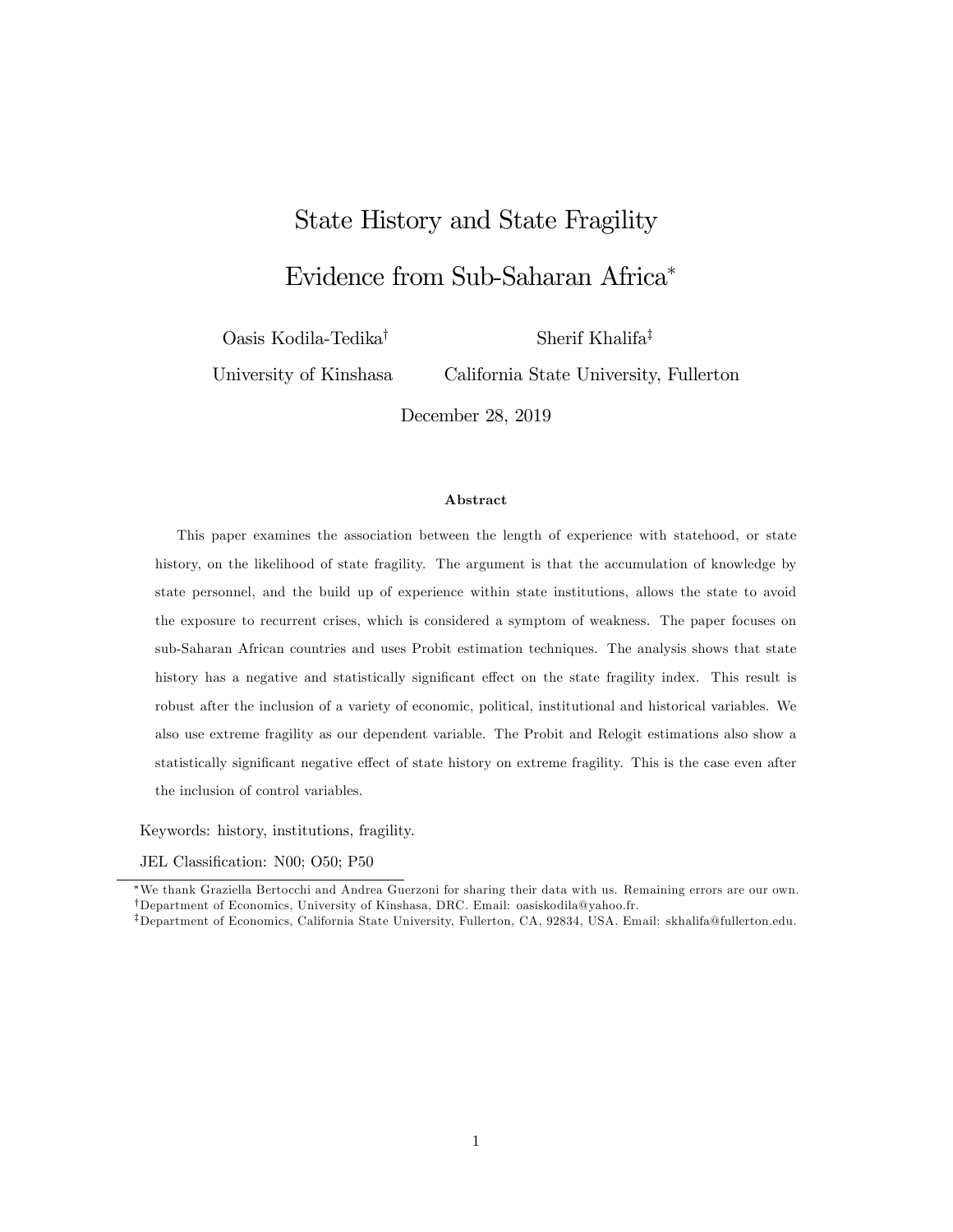# State History and State Fragility

# Evidence from Sub-Saharan Africa*

Oasis Kodila-Tedika[†]
University of Kinshasa

Sherif Khalifa[‡]
California State University, Fullerton

December 28, 2019

### Abstract

This paper examines the association between the length of experience with statehood, or state history, on the likelihood of state fragility. The argument is that the accumulation of knowledge by state personnel, and the build up of experience within state institutions, allows the state to avoid the exposure to recurrent crises, which is considered a symptom of weakness. The paper focuses on sub-Saharan African countries and uses Probit estimation techniques. The analysis shows that state history has a negative and statistically significant effect on the state fragility index. This result is robust after the inclusion of a variety of economic, political, institutional and historical variables. We also use extreme fragility as our dependent variable. The Probit and Relogit estimations also show a statistically significant negative effect of state history on extreme fragility. This is the case even after the inclusion of control variables.

Keywords: history, institutions, fragility.

JEL Classification: N00; O50; P50

---

*We thank Graziella Bertocchi and Andrea Guerzoni for sharing their data with us. Remaining errors are our own.

†Department of Economics, University of Kinshasa, DRC. Email: oasiskodila@yahoo.fr.

‡Department of Economics, California State University, Fullerton, CA, 92834, USA. Email: skhalifa@fullerton.edu.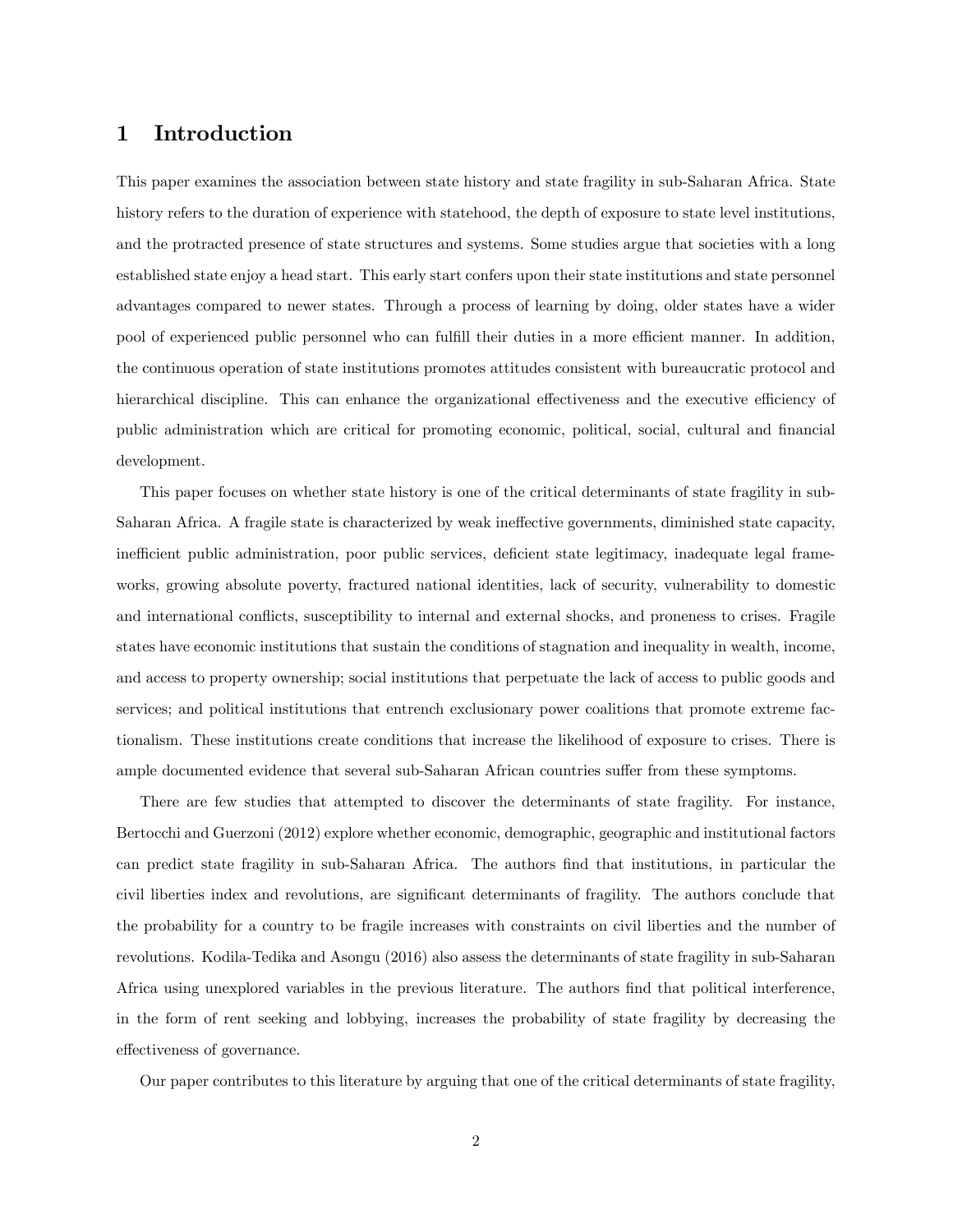# 1 Introduction

This paper examines the association between state history and state fragility in sub-Saharan Africa. State history refers to the duration of experience with statehood, the depth of exposure to state level institutions, and the protracted presence of state structures and systems. Some studies argue that societies with a long established state enjoy a head start. This early start confers upon their state institutions and state personnel advantages compared to newer states. Through a process of learning by doing, older states have a wider pool of experienced public personnel who can fulfill their duties in a more efficient manner. In addition, the continuous operation of state institutions promotes attitudes consistent with bureaucratic protocol and hierarchical discipline. This can enhance the organizational effectiveness and the executive efficiency of public administration which are critical for promoting economic, political, social, cultural and financial development.

This paper focuses on whether state history is one of the critical determinants of state fragility in sub-Saharan Africa. A fragile state is characterized by weak ineffective governments, diminished state capacity, inefficient public administration, poor public services, deficient state legitimacy, inadequate legal frameworks, growing absolute poverty, fractured national identities, lack of security, vulnerability to domestic and international conflicts, susceptibility to internal and external shocks, and proneness to crises. Fragile states have economic institutions that sustain the conditions of stagnation and inequality in wealth, income, and access to property ownership; social institutions that perpetuate the lack of access to public goods and services; and political institutions that entrench exclusionary power coalitions that promote extreme factionalism. These institutions create conditions that increase the likelihood of exposure to crises. There is ample documented evidence that several sub-Saharan African countries suffer from these symptoms.

There are few studies that attempted to discover the determinants of state fragility. For instance, Bertocchi and Guerzoni (2012) explore whether economic, demographic, geographic and institutional factors can predict state fragility in sub-Saharan Africa. The authors find that institutions, in particular the civil liberties index and revolutions, are significant determinants of fragility. The authors conclude that the probability for a country to be fragile increases with constraints on civil liberties and the number of revolutions. Kodila-Tedika and Asongu (2016) also assess the determinants of state fragility in sub-Saharan Africa using unexplored variables in the previous literature. The authors find that political interference, in the form of rent seeking and lobbying, increases the probability of state fragility by decreasing the effectiveness of governance.

Our paper contributes to this literature by arguing that one of the critical determinants of state fragility,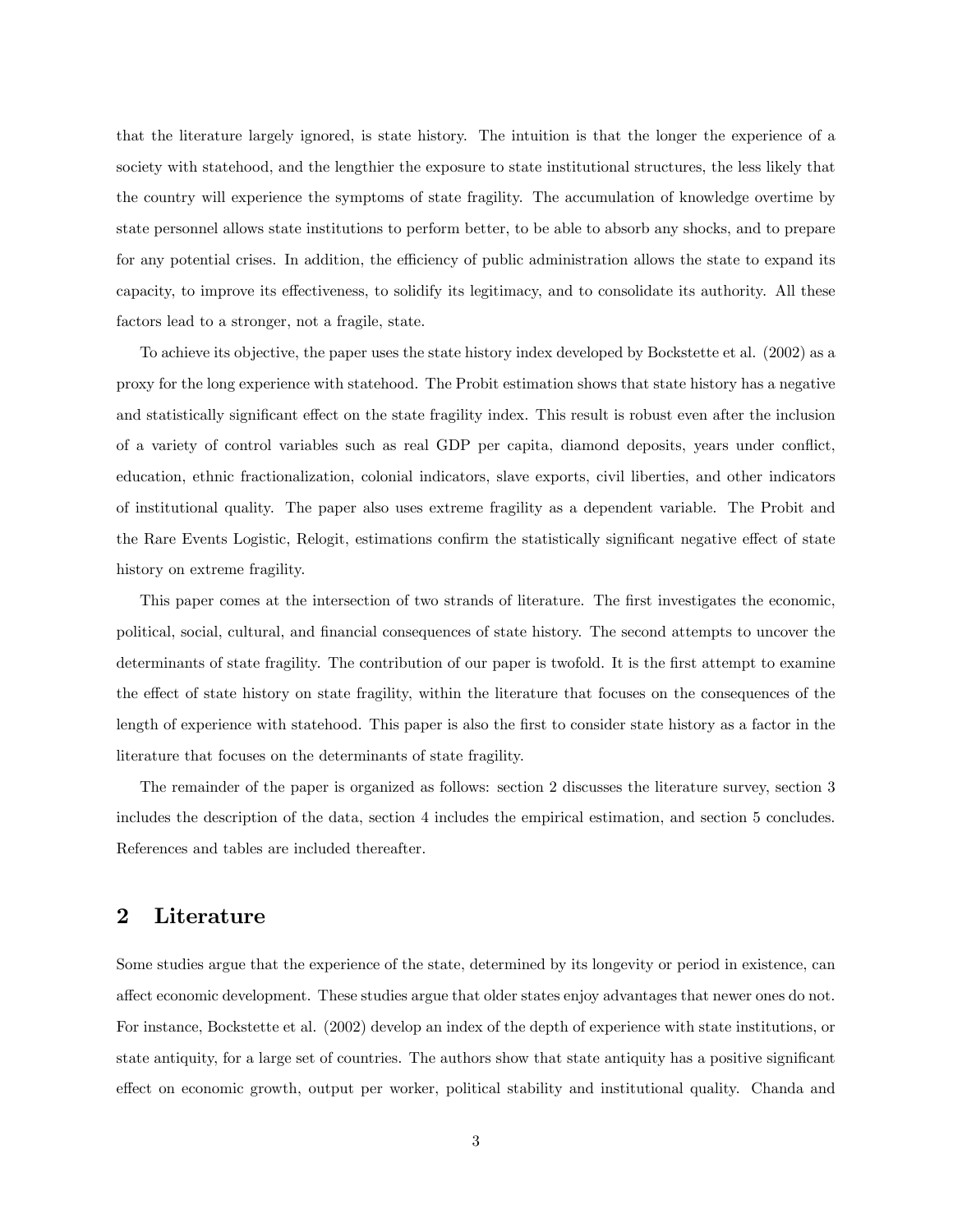that the literature largely ignored, is state history. The intuition is that the longer the experience of a society with statehood, and the lengthier the exposure to state institutional structures, the less likely that the country will experience the symptoms of state fragility. The accumulation of knowledge overtime by state personnel allows state institutions to perform better, to be able to absorb any shocks, and to prepare for any potential crises. In addition, the efficiency of public administration allows the state to expand its capacity, to improve its effectiveness, to solidify its legitimacy, and to consolidate its authority. All these factors lead to a stronger, not a fragile, state.

To achieve its objective, the paper uses the state history index developed by Bockstette et al. (2002) as a proxy for the long experience with statehood. The Probit estimation shows that state history has a negative and statistically significant effect on the state fragility index. This result is robust even after the inclusion of a variety of control variables such as real GDP per capita, diamond deposits, years under conflict, education, ethnic fractionalization, colonial indicators, slave exports, civil liberties, and other indicators of institutional quality. The paper also uses extreme fragility as a dependent variable. The Probit and the Rare Events Logistic, Relogit, estimations confirm the statistically significant negative effect of state history on extreme fragility.

This paper comes at the intersection of two strands of literature. The first investigates the economic, political, social, cultural, and financial consequences of state history. The second attempts to uncover the determinants of state fragility. The contribution of our paper is twofold. It is the first attempt to examine the effect of state history on state fragility, within the literature that focuses on the consequences of the length of experience with statehood. This paper is also the first to consider state history as a factor in the literature that focuses on the determinants of state fragility.

The remainder of the paper is organized as follows: section 2 discusses the literature survey, section 3 includes the description of the data, section 4 includes the empirical estimation, and section 5 concludes. References and tables are included thereafter.

## 2 Literature

Some studies argue that the experience of the state, determined by its longevity or period in existence, can affect economic development. These studies argue that older states enjoy advantages that newer ones do not. For instance, Bockstette et al. (2002) develop an index of the depth of experience with state institutions, or state antiquity, for a large set of countries. The authors show that state antiquity has a positive significant effect on economic growth, output per worker, political stability and institutional quality. Chanda and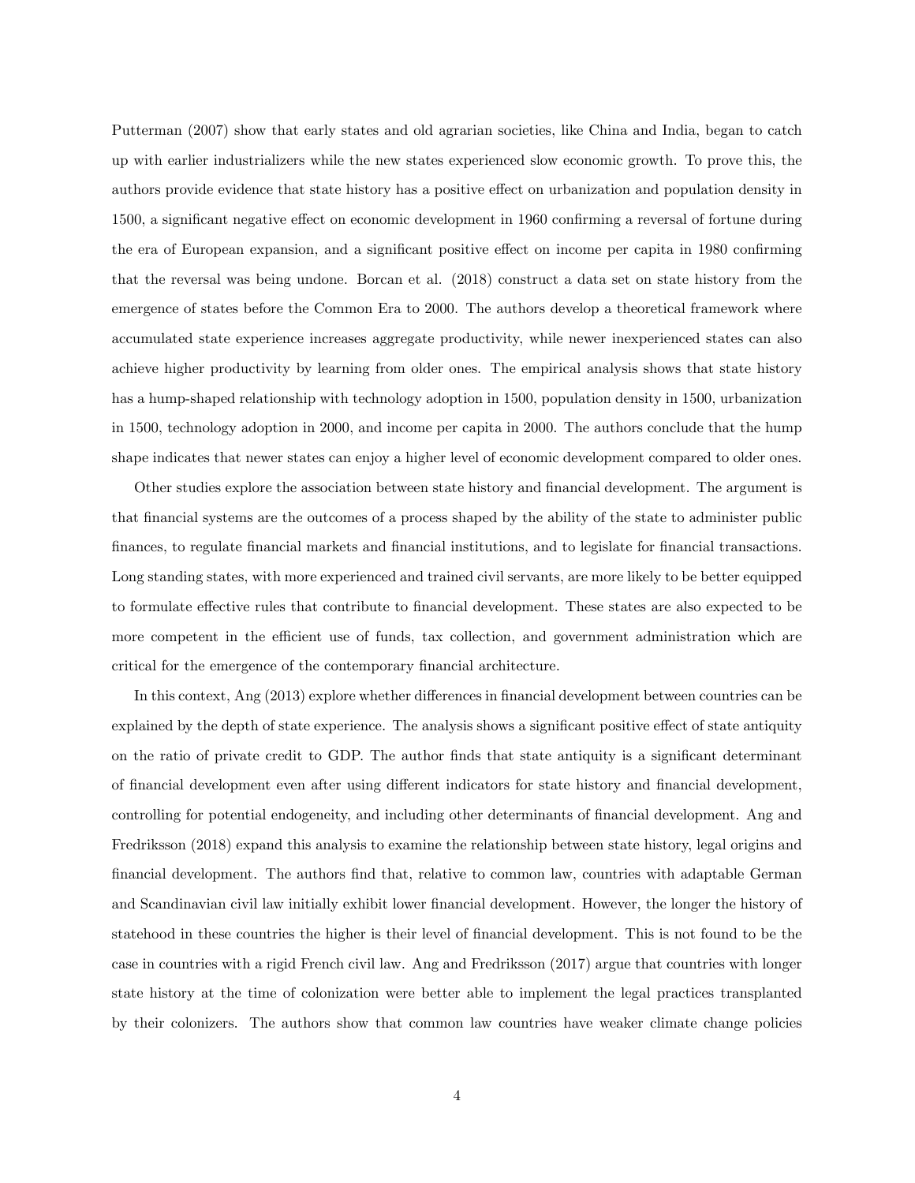Putterman (2007) show that early states and old agrarian societies, like China and India, began to catch up with earlier industrializers while the new states experienced slow economic growth. To prove this, the authors provide evidence that state history has a positive effect on urbanization and population density in 1500, a significant negative effect on economic development in 1960 confirming a reversal of fortune during the era of European expansion, and a significant positive effect on income per capita in 1980 confirming that the reversal was being undone. Borcan et al. (2018) construct a data set on state history from the emergence of states before the Common Era to 2000. The authors develop a theoretical framework where accumulated state experience increases aggregate productivity, while newer inexperienced states can also achieve higher productivity by learning from older ones. The empirical analysis shows that state history has a hump-shaped relationship with technology adoption in 1500, population density in 1500, urbanization in 1500, technology adoption in 2000, and income per capita in 2000. The authors conclude that the hump shape indicates that newer states can enjoy a higher level of economic development compared to older ones.

Other studies explore the association between state history and financial development. The argument is that financial systems are the outcomes of a process shaped by the ability of the state to administer public finances, to regulate financial markets and financial institutions, and to legislate for financial transactions. Long standing states, with more experienced and trained civil servants, are more likely to be better equipped to formulate effective rules that contribute to financial development. These states are also expected to be more competent in the efficient use of funds, tax collection, and government administration which are critical for the emergence of the contemporary financial architecture.

In this context, Ang (2013) explore whether differences in financial development between countries can be explained by the depth of state experience. The analysis shows a significant positive effect of state antiquity on the ratio of private credit to GDP. The author finds that state antiquity is a significant determinant of financial development even after using different indicators for state history and financial development, controlling for potential endogeneity, and including other determinants of financial development. Ang and Fredriksson (2018) expand this analysis to examine the relationship between state history, legal origins and financial development. The authors find that, relative to common law, countries with adaptable German and Scandinavian civil law initially exhibit lower financial development. However, the longer the history of statehood in these countries the higher is their level of financial development. This is not found to be the case in countries with a rigid French civil law. Ang and Fredriksson (2017) argue that countries with longer state history at the time of colonization were better able to implement the legal practices transplanted by their colonizers. The authors show that common law countries have weaker climate change policies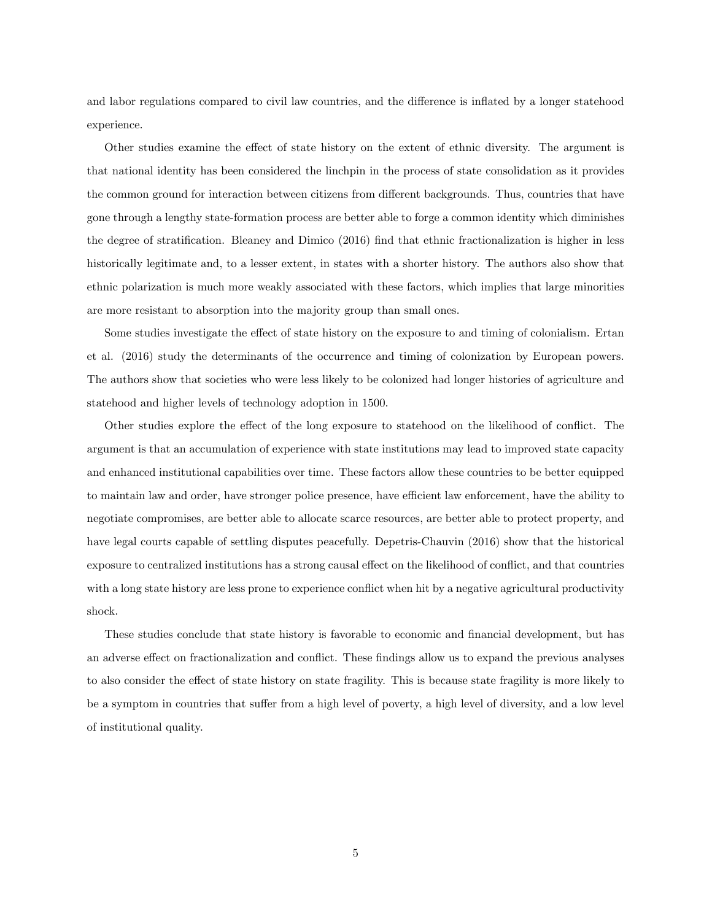and labor regulations compared to civil law countries, and the difference is inflated by a longer statehood experience.

Other studies examine the effect of state history on the extent of ethnic diversity. The argument is that national identity has been considered the linchpin in the process of state consolidation as it provides the common ground for interaction between citizens from different backgrounds. Thus, countries that have gone through a lengthy state-formation process are better able to forge a common identity which diminishes the degree of stratification. Bleaney and Dimico (2016) find that ethnic fractionalization is higher in less historically legitimate and, to a lesser extent, in states with a shorter history. The authors also show that ethnic polarization is much more weakly associated with these factors, which implies that large minorities are more resistant to absorption into the majority group than small ones.

Some studies investigate the effect of state history on the exposure to and timing of colonialism. Ertan et al. (2016) study the determinants of the occurrence and timing of colonization by European powers. The authors show that societies who were less likely to be colonized had longer histories of agriculture and statehood and higher levels of technology adoption in 1500.

Other studies explore the effect of the long exposure to statehood on the likelihood of conflict. The argument is that an accumulation of experience with state institutions may lead to improved state capacity and enhanced institutional capabilities over time. These factors allow these countries to be better equipped to maintain law and order, have stronger police presence, have efficient law enforcement, have the ability to negotiate compromises, are better able to allocate scarce resources, are better able to protect property, and have legal courts capable of settling disputes peacefully. Depetris-Chauvin (2016) show that the historical exposure to centralized institutions has a strong causal effect on the likelihood of conflict, and that countries with a long state history are less prone to experience conflict when hit by a negative agricultural productivity shock.

These studies conclude that state history is favorable to economic and financial development, but has an adverse effect on fractionalization and conflict. These findings allow us to expand the previous analyses to also consider the effect of state history on state fragility. This is because state fragility is more likely to be a symptom in countries that suffer from a high level of poverty, a high level of diversity, and a low level of institutional quality.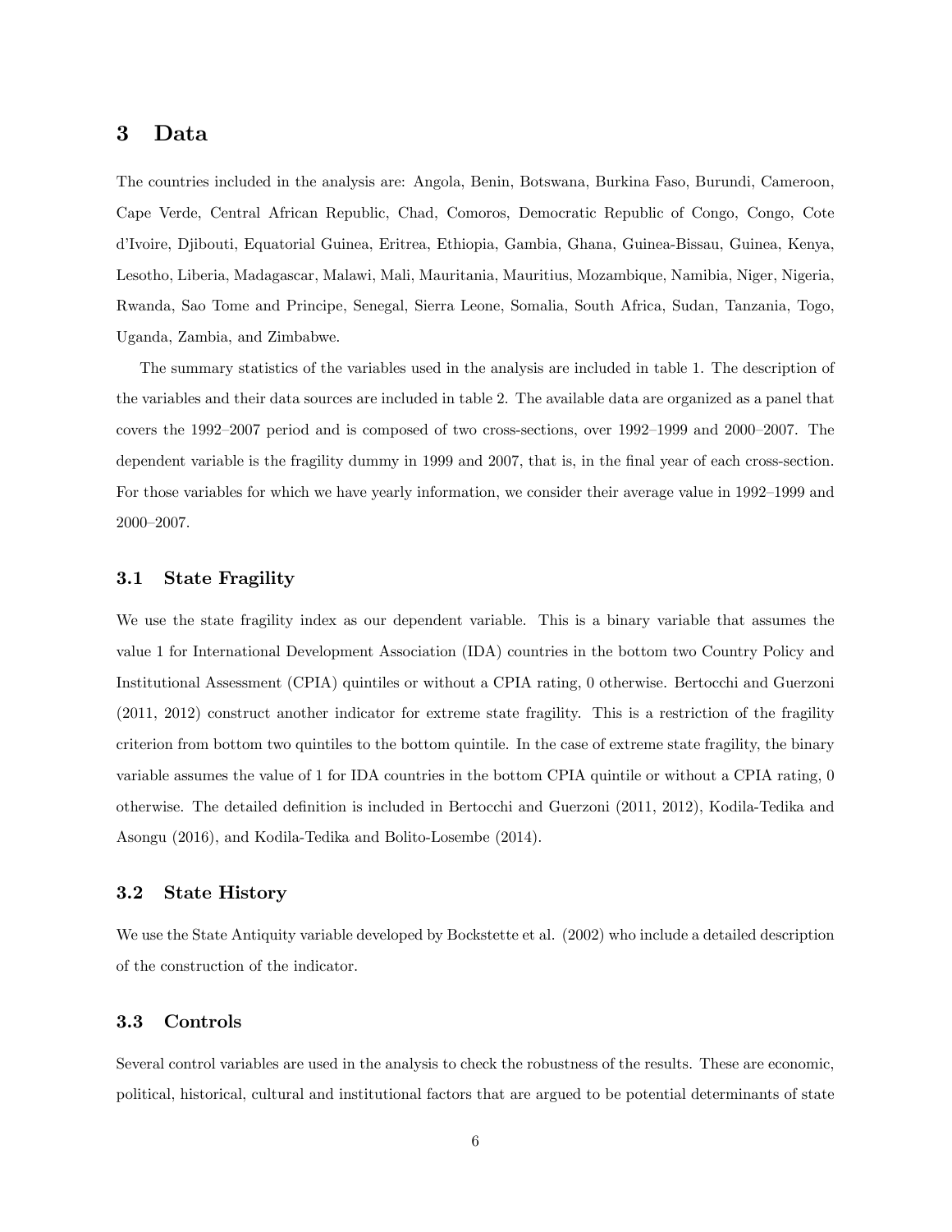## 3 Data

The countries included in the analysis are: Angola, Benin, Botswana, Burkina Faso, Burundi, Cameroon, Cape Verde, Central African Republic, Chad, Comoros, Democratic Republic of Congo, Congo, Cote d'Ivoire, Djibouti, Equatorial Guinea, Eritrea, Ethiopia, Gambia, Ghana, Guinea-Bissau, Guinea, Kenya, Lesotho, Liberia, Madagascar, Malawi, Mali, Mauritania, Mauritius, Mozambique, Namibia, Niger, Nigeria, Rwanda, Sao Tome and Principe, Senegal, Sierra Leone, Somalia, South Africa, Sudan, Tanzania, Togo, Uganda, Zambia, and Zimbabwe.

The summary statistics of the variables used in the analysis are included in table 1. The description of the variables and their data sources are included in table 2. The available data are organized as a panel that covers the 1992–2007 period and is composed of two cross-sections, over 1992–1999 and 2000–2007. The dependent variable is the fragility dummy in 1999 and 2007, that is, in the final year of each cross-section. For those variables for which we have yearly information, we consider their average value in 1992–1999 and 2000–2007.

### 3.1 State Fragility

We use the state fragility index as our dependent variable. This is a binary variable that assumes the value 1 for International Development Association (IDA) countries in the bottom two Country Policy and Institutional Assessment (CPIA) quintiles or without a CPIA rating, 0 otherwise. Bertocchi and Guerzoni (2011, 2012) construct another indicator for extreme state fragility. This is a restriction of the fragility criterion from bottom two quintiles to the bottom quintile. In the case of extreme state fragility, the binary variable assumes the value of 1 for IDA countries in the bottom CPIA quintile or without a CPIA rating, 0 otherwise. The detailed definition is included in Bertocchi and Guerzoni (2011, 2012), Kodila-Tedika and Asongu (2016), and Kodila-Tedika and Bolito-Losembe (2014).

### 3.2 State History

We use the State Antiquity variable developed by Bockstette et al. (2002) who include a detailed description of the construction of the indicator.

### 3.3 Controls

Several control variables are used in the analysis to check the robustness of the results. These are economic, political, historical, cultural and institutional factors that are argued to be potential determinants of state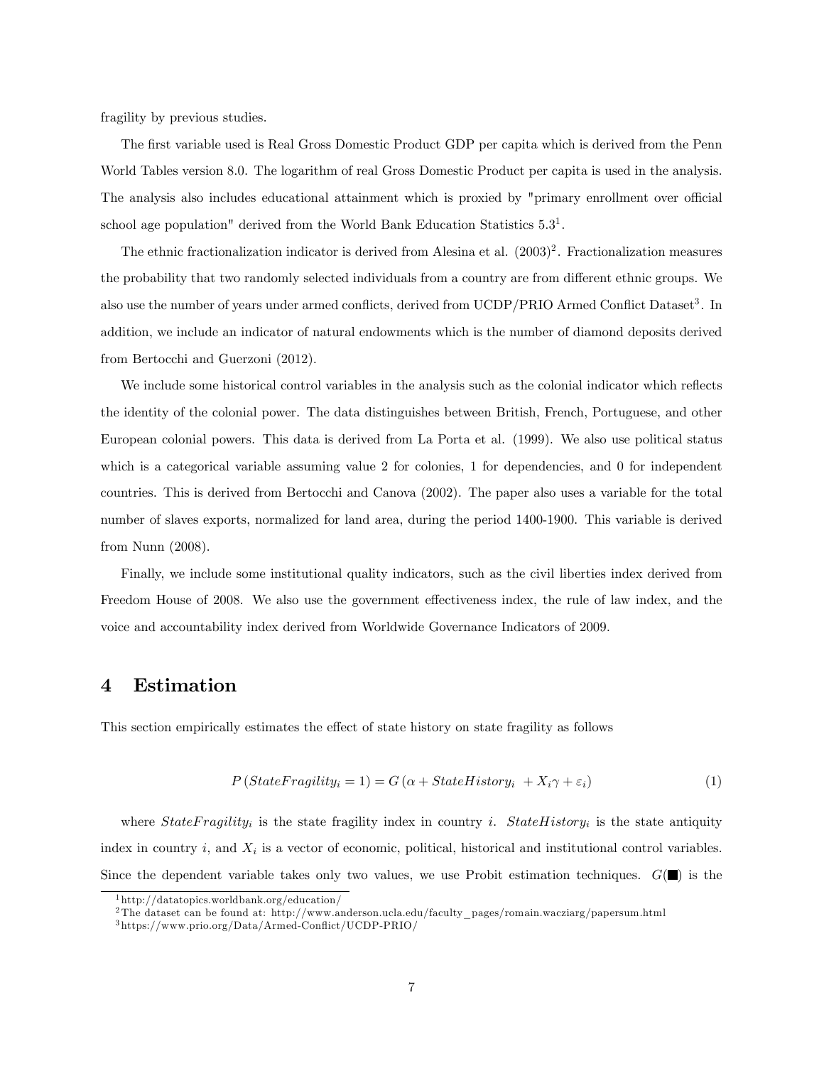fragility by previous studies.

The first variable used is Real Gross Domestic Product GDP per capita which is derived from the Penn World Tables version 8.0. The logarithm of real Gross Domestic Product per capita is used in the analysis. The analysis also includes educational attainment which is proxied by "primary enrollment over official school age population" derived from the World Bank Education Statistics 5.3[1].

The ethnic fractionalization indicator is derived from Alesina et al. (2003)[2]. Fractionalization measures the probability that two randomly selected individuals from a country are from different ethnic groups. We also use the number of years under armed conflicts, derived from UCDP/PRIO Armed Conflict Dataset[3]. In addition, we include an indicator of natural endowments which is the number of diamond deposits derived from Bertocchi and Guerzoni (2012).

We include some historical control variables in the analysis such as the colonial indicator which reflects the identity of the colonial power. The data distinguishes between British, French, Portuguese, and other European colonial powers. This data is derived from La Porta et al. (1999). We also use political status which is a categorical variable assuming value 2 for colonies, 1 for dependencies, and 0 for independent countries. This is derived from Bertocchi and Canova (2002). The paper also uses a variable for the total number of slaves exports, normalized for land area, during the period 1400-1900. This variable is derived from Nunn (2008).

Finally, we include some institutional quality indicators, such as the civil liberties index derived from Freedom House of 2008. We also use the government effectiveness index, the rule of law index, and the voice and accountability index derived from Worldwide Governance Indicators of 2009.

# 4 Estimation

This section empirically estimates the effect of state history on state fragility as follows

$$P\left(StateFragility_i = 1\right) = G\left(\alpha + StateHistory_i + X_i\gamma + \varepsilon_i\right) \tag{1}$$

where $StateFragility_i$ is the state fragility index in country $i$. $StateHistory_i$ is the state antiquity index in country $i$, and $X_i$ is a vector of economic, political, historical and institutional control variables. Since the dependent variable takes only two values, we use Probit estimation techniques. $G(\blacksquare)$ is the

[1] http://datatopics.worldbank.org/education/

[2] The dataset can be found at: http://www.anderson.ucla.edu/faculty_pages/romain.wacziarg/papersum.html

[3] https://www.prio.org/Data/Armed-Conflict/UCDP-PRIO/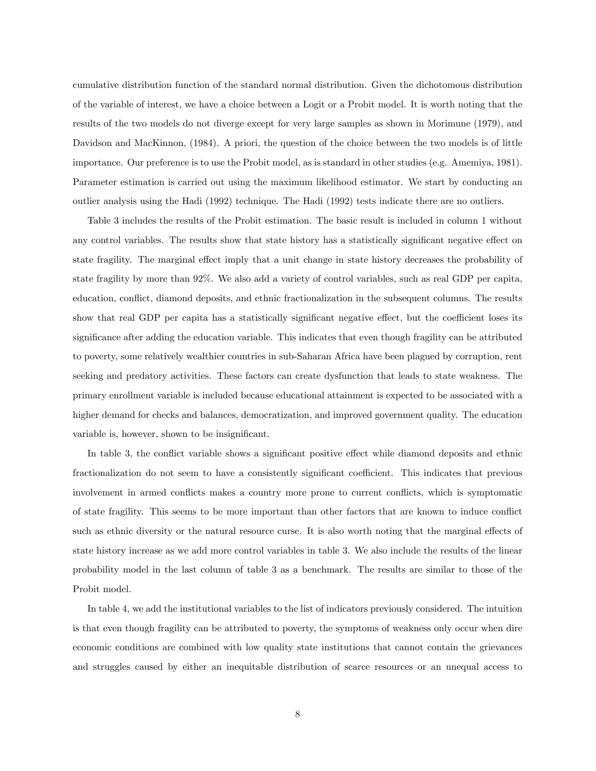cumulative distribution function of the standard normal distribution. Given the dichotomous distribution of the variable of interest, we have a choice between a Logit or a Probit model. It is worth noting that the results of the two models do not diverge except for very large samples as shown in Morimune (1979), and Davidson and MacKinnon, (1984). A priori, the question of the choice between the two models is of little importance. Our preference is to use the Probit model, as is standard in other studies (e.g. Amemiya, 1981). Parameter estimation is carried out using the maximum likelihood estimator. We start by conducting an outlier analysis using the Hadi (1992) technique. The Hadi (1992) tests indicate there are no outliers.

Table 3 includes the results of the Probit estimation. The basic result is included in column 1 without any control variables. The results show that state history has a statistically significant negative effect on state fragility. The marginal effect imply that a unit change in state history decreases the probability of state fragility by more than 92%. We also add a variety of control variables, such as real GDP per capita, education, conflict, diamond deposits, and ethnic fractionalization in the subsequent columns. The results show that real GDP per capita has a statistically significant negative effect, but the coefficient loses its significance after adding the education variable. This indicates that even though fragility can be attributed to poverty, some relatively wealthier countries in sub-Saharan Africa have been plagued by corruption, rent seeking and predatory activities. These factors can create dysfunction that leads to state weakness. The primary enrollment variable is included because educational attainment is expected to be associated with a higher demand for checks and balances, democratization, and improved government quality. The education variable is, however, shown to be insignificant.

In table 3, the conflict variable shows a significant positive effect while diamond deposits and ethnic fractionalization do not seem to have a consistently significant coefficient. This indicates that previous involvement in armed conflicts makes a country more prone to current conflicts, which is symptomatic of state fragility. This seems to be more important than other factors that are known to induce conflict such as ethnic diversity or the natural resource curse. It is also worth noting that the marginal effects of state history increase as we add more control variables in table 3. We also include the results of the linear probability model in the last column of table 3 as a benchmark. The results are similar to those of the Probit model.

In table 4, we add the institutional variables to the list of indicators previously considered. The intuition is that even though fragility can be attributed to poverty, the symptoms of weakness only occur when dire economic conditions are combined with low quality state institutions that cannot contain the grievances and struggles caused by either an inequitable distribution of scarce resources or an unequal access to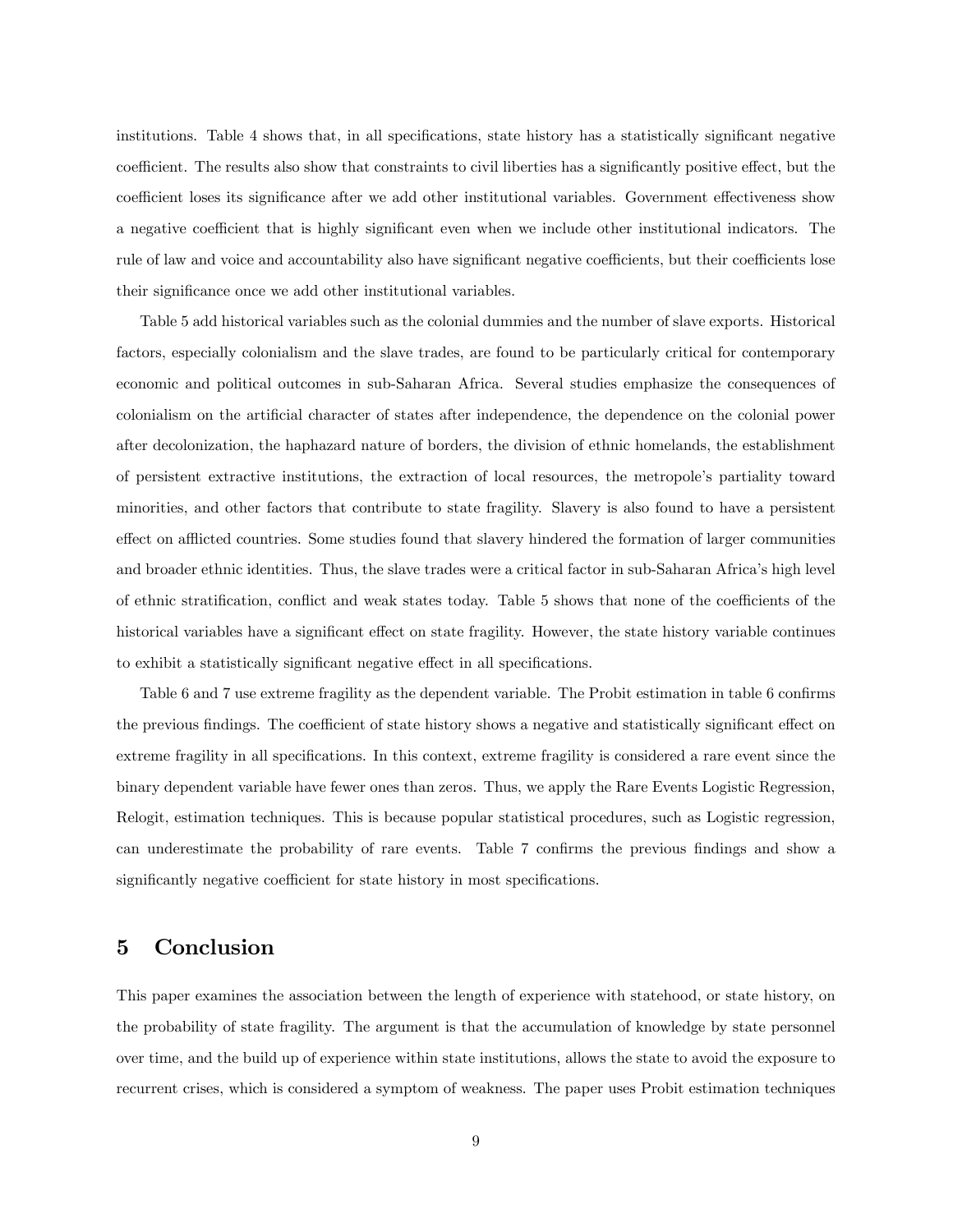institutions. Table 4 shows that, in all specifications, state history has a statistically significant negative coefficient. The results also show that constraints to civil liberties has a significantly positive effect, but the coefficient loses its significance after we add other institutional variables. Government effectiveness show a negative coefficient that is highly significant even when we include other institutional indicators. The rule of law and voice and accountability also have significant negative coefficients, but their coefficients lose their significance once we add other institutional variables.

Table 5 add historical variables such as the colonial dummies and the number of slave exports. Historical factors, especially colonialism and the slave trades, are found to be particularly critical for contemporary economic and political outcomes in sub-Saharan Africa. Several studies emphasize the consequences of colonialism on the artificial character of states after independence, the dependence on the colonial power after decolonization, the haphazard nature of borders, the division of ethnic homelands, the establishment of persistent extractive institutions, the extraction of local resources, the metropole's partiality toward minorities, and other factors that contribute to state fragility. Slavery is also found to have a persistent effect on afflicted countries. Some studies found that slavery hindered the formation of larger communities and broader ethnic identities. Thus, the slave trades were a critical factor in sub-Saharan Africa's high level of ethnic stratification, conflict and weak states today. Table 5 shows that none of the coefficients of the historical variables have a significant effect on state fragility. However, the state history variable continues to exhibit a statistically significant negative effect in all specifications.

Table 6 and 7 use extreme fragility as the dependent variable. The Probit estimation in table 6 confirms the previous findings. The coefficient of state history shows a negative and statistically significant effect on extreme fragility in all specifications. In this context, extreme fragility is considered a rare event since the binary dependent variable have fewer ones than zeros. Thus, we apply the Rare Events Logistic Regression, Relogit, estimation techniques. This is because popular statistical procedures, such as Logistic regression, can underestimate the probability of rare events. Table 7 confirms the previous findings and show a significantly negative coefficient for state history in most specifications.

# 5 Conclusion

This paper examines the association between the length of experience with statehood, or state history, on the probability of state fragility. The argument is that the accumulation of knowledge by state personnel over time, and the build up of experience within state institutions, allows the state to avoid the exposure to recurrent crises, which is considered a symptom of weakness. The paper uses Probit estimation techniques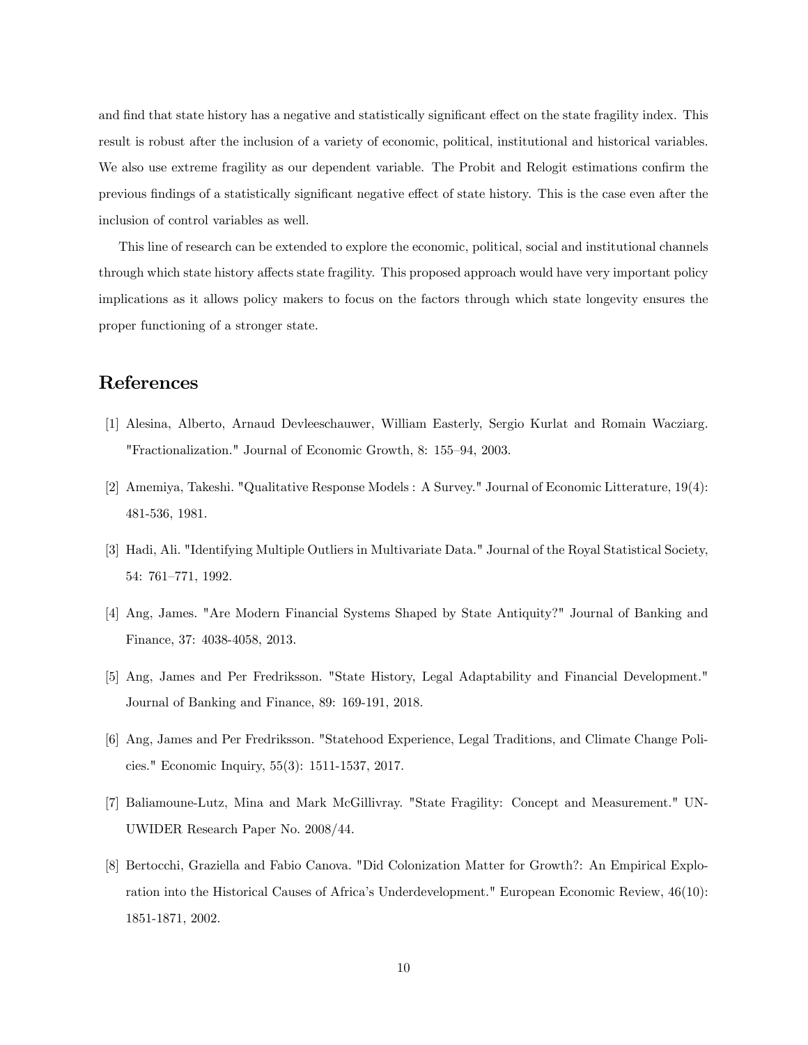and find that state history has a negative and statistically significant effect on the state fragility index. This result is robust after the inclusion of a variety of economic, political, institutional and historical variables. We also use extreme fragility as our dependent variable. The Probit and Relogit estimations confirm the previous findings of a statistically significant negative effect of state history. This is the case even after the inclusion of control variables as well.

This line of research can be extended to explore the economic, political, social and institutional channels through which state history affects state fragility. This proposed approach would have very important policy implications as it allows policy makers to focus on the factors through which state longevity ensures the proper functioning of a stronger state.

## References

[1] Alesina, Alberto, Arnaud Devleeschauwer, William Easterly, Sergio Kurlat and Romain Wacziarg. "Fractionalization." Journal of Economic Growth, 8: 155–94, 2003.

[2] Amemiya, Takeshi. "Qualitative Response Models : A Survey." Journal of Economic Litterature, 19(4): 481-536, 1981.

[3] Hadi, Ali. "Identifying Multiple Outliers in Multivariate Data." Journal of the Royal Statistical Society, 54: 761–771, 1992.

[4] Ang, James. "Are Modern Financial Systems Shaped by State Antiquity?" Journal of Banking and Finance, 37: 4038-4058, 2013.

[5] Ang, James and Per Fredriksson. "State History, Legal Adaptability and Financial Development." Journal of Banking and Finance, 89: 169-191, 2018.

[6] Ang, James and Per Fredriksson. "Statehood Experience, Legal Traditions, and Climate Change Policies." Economic Inquiry, 55(3): 1511-1537, 2017.

[7] Baliamoune-Lutz, Mina and Mark McGillivray. "State Fragility: Concept and Measurement." UN-UWIDER Research Paper No. 2008/44.

[8] Bertocchi, Graziella and Fabio Canova. "Did Colonization Matter for Growth?: An Empirical Exploration into the Historical Causes of Africa's Underdevelopment." European Economic Review, 46(10): 1851-1871, 2002.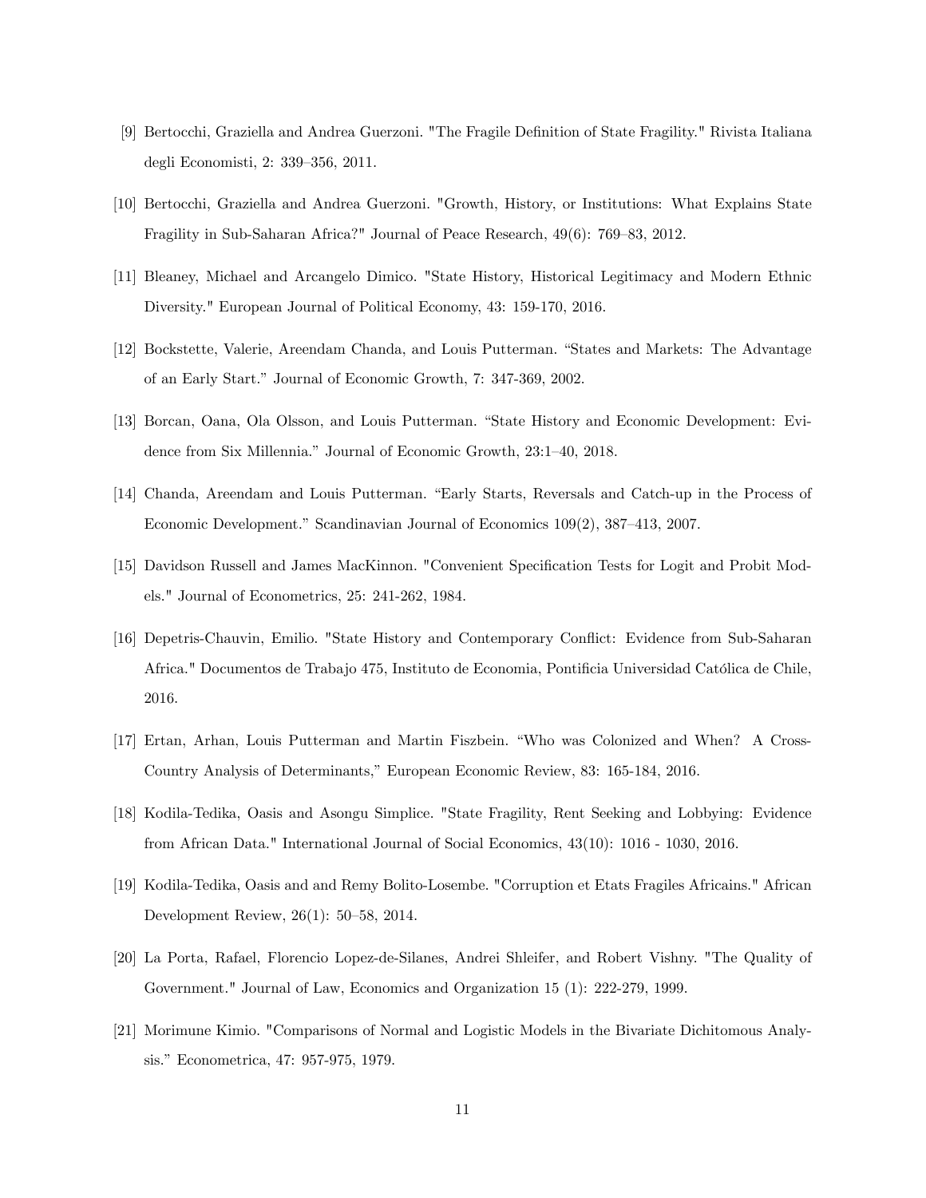[9] Bertocchi, Graziella and Andrea Guerzoni. "The Fragile Definition of State Fragility." Rivista Italiana degli Economisti, 2: 339–356, 2011.

[10] Bertocchi, Graziella and Andrea Guerzoni. "Growth, History, or Institutions: What Explains State Fragility in Sub-Saharan Africa?" Journal of Peace Research, 49(6): 769–83, 2012.

[11] Bleaney, Michael and Arcangelo Dimico. "State History, Historical Legitimacy and Modern Ethnic Diversity." European Journal of Political Economy, 43: 159-170, 2016.

[12] Bockstette, Valerie, Areendam Chanda, and Louis Putterman. "States and Markets: The Advantage of an Early Start." Journal of Economic Growth, 7: 347-369, 2002.

[13] Borcan, Oana, Ola Olsson, and Louis Putterman. "State History and Economic Development: Evidence from Six Millennia." Journal of Economic Growth, 23:1–40, 2018.

[14] Chanda, Areendam and Louis Putterman. "Early Starts, Reversals and Catch-up in the Process of Economic Development." Scandinavian Journal of Economics 109(2), 387–413, 2007.

[15] Davidson Russell and James MacKinnon. "Convenient Specification Tests for Logit and Probit Models." Journal of Econometrics, 25: 241-262, 1984.

[16] Depetris-Chauvin, Emilio. "State History and Contemporary Conflict: Evidence from Sub-Saharan Africa." Documentos de Trabajo 475, Instituto de Economia, Pontificia Universidad Católica de Chile, 2016.

[17] Ertan, Arhan, Louis Putterman and Martin Fiszbein. "Who was Colonized and When? A Cross-Country Analysis of Determinants," European Economic Review, 83: 165-184, 2016.

[18] Kodila-Tedika, Oasis and Asongu Simplice. "State Fragility, Rent Seeking and Lobbying: Evidence from African Data." International Journal of Social Economics, 43(10): 1016 - 1030, 2016.

[19] Kodila-Tedika, Oasis and and Remy Bolito-Losembe. "Corruption et Etats Fragiles Africains." African Development Review, 26(1): 50–58, 2014.

[20] La Porta, Rafael, Florencio Lopez-de-Silanes, Andrei Shleifer, and Robert Vishny. "The Quality of Government." Journal of Law, Economics and Organization 15 (1): 222-279, 1999.

[21] Morimune Kimio. "Comparisons of Normal and Logistic Models in the Bivariate Dichitomous Analysis." Econometrica, 47: 957-975, 1979.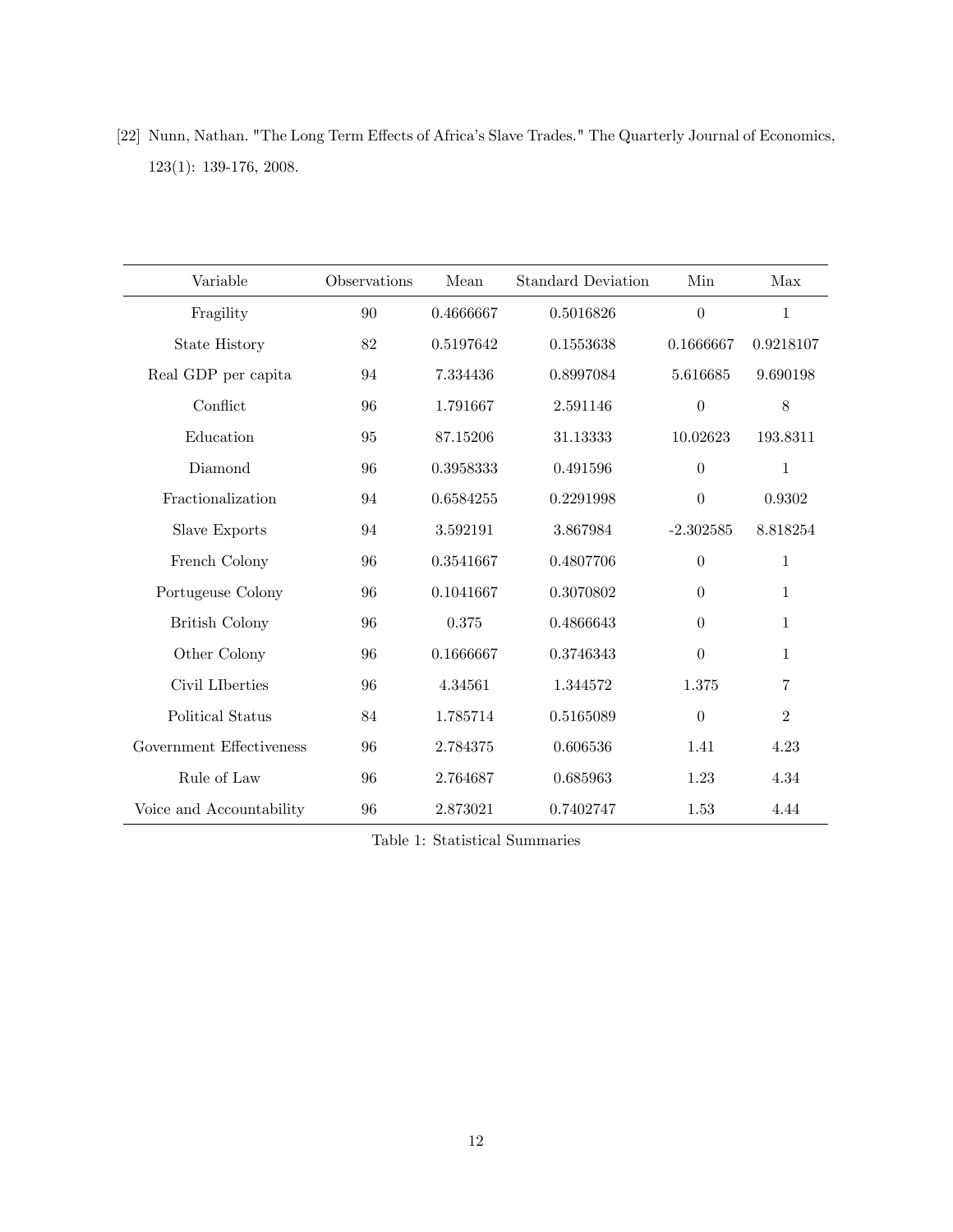[22] Nunn, Nathan. "The Long Term Effects of Africa's Slave Trades." The Quarterly Journal of Economics, 123(1): 139-176, 2008.

| Variable | Observations | Mean | Standard Deviation | Min | Max |
|---|---|---|---|---|---|
| Fragility | 90 | 0.4666667 | 0.5016826 | 0 | 1 |
| State History | 82 | 0.5197642 | 0.1553638 | 0.1666667 | 0.9218107 |
| Real GDP per capita | 94 | 7.334436 | 0.8997084 | 5.616685 | 9.690198 |
| Conflict | 96 | 1.791667 | 2.591146 | 0 | 8 |
| Education | 95 | 87.15206 | 31.13333 | 10.02623 | 193.8311 |
| Diamond | 96 | 0.3958333 | 0.491596 | 0 | 1 |
| Fractionalization | 94 | 0.6584255 | 0.2291998 | 0 | 0.9302 |
| Slave Exports | 94 | 3.592191 | 3.867984 | -2.302585 | 8.818254 |
| French Colony | 96 | 0.3541667 | 0.4807706 | 0 | 1 |
| Portugeuse Colony | 96 | 0.1041667 | 0.3070802 | 0 | 1 |
| British Colony | 96 | 0.375 | 0.4866643 | 0 | 1 |
| Other Colony | 96 | 0.1666667 | 0.3746343 | 0 | 1 |
| Civil LIberties | 96 | 4.34561 | 1.344572 | 1.375 | 7 |
| Political Status | 84 | 1.785714 | 0.5165089 | 0 | 2 |
| Government Effectiveness | 96 | 2.784375 | 0.606536 | 1.41 | 4.23 |
| Rule of Law | 96 | 2.764687 | 0.685963 | 1.23 | 4.34 |
| Voice and Accountability | 96 | 2.873021 | 0.7402747 | 1.53 | 4.44 |

Table 1: Statistical Summaries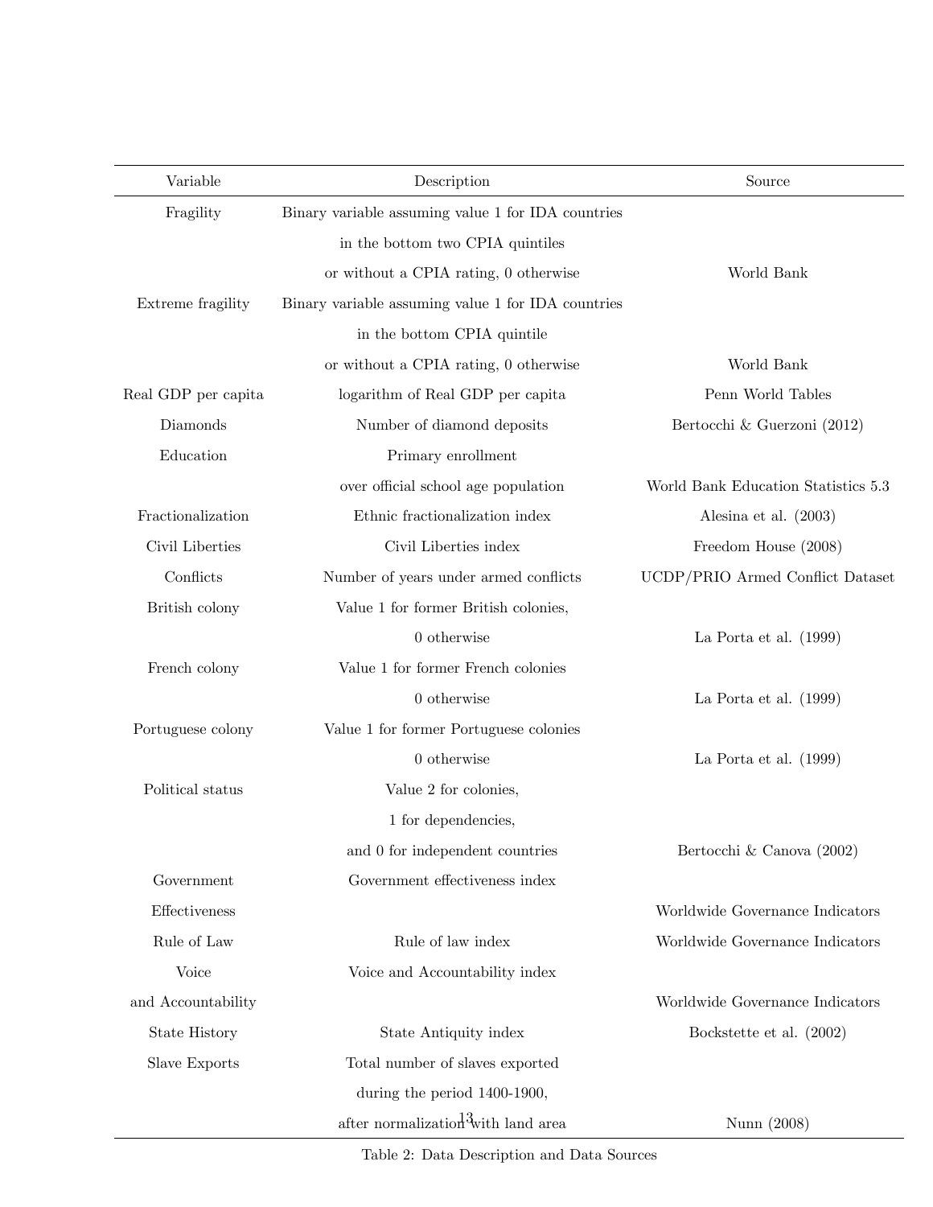| Variable | Description | Source |
|---|---|---|
| Fragility | Binary variable assuming value 1 for IDA countries in the bottom two CPIA quintiles or without a CPIA rating, 0 otherwise | World Bank |
| Extreme fragility | Binary variable assuming value 1 for IDA countries in the bottom CPIA quintile or without a CPIA rating, 0 otherwise | World Bank |
| Real GDP per capita | logarithm of Real GDP per capita | Penn World Tables |
| Diamonds | Number of diamond deposits | Bertocchi & Guerzoni (2012) |
| Education | Primary enrollment over official school age population | World Bank Education Statistics 5.3 |
| Fractionalization | Ethnic fractionalization index | Alesina et al. (2003) |
| Civil Liberties | Civil Liberties index | Freedom House (2008) |
| Conflicts | Number of years under armed conflicts | UCDP/PRIO Armed Conflict Dataset |
| British colony | Value 1 for former British colonies, 0 otherwise | La Porta et al. (1999) |
| French colony | Value 1 for former French colonies 0 otherwise | La Porta et al. (1999) |
| Portuguese colony | Value 1 for former Portuguese colonies 0 otherwise | La Porta et al. (1999) |
| Political status | Value 2 for colonies, 1 for dependencies, and 0 for independent countries | Bertocchi & Canova (2002) |
| Government Effectiveness | Government effectiveness index | Worldwide Governance Indicators |
| Rule of Law | Rule of law index | Worldwide Governance Indicators |
| Voice and Accountability | Voice and Accountability index | Worldwide Governance Indicators |
| State History | State Antiquity index | Bockstette et al. (2002) |
| Slave Exports | Total number of slaves exported during the period 1400-1900, after normalization with land area | Nunn (2008) |

Table 2: Data Description and Data Sources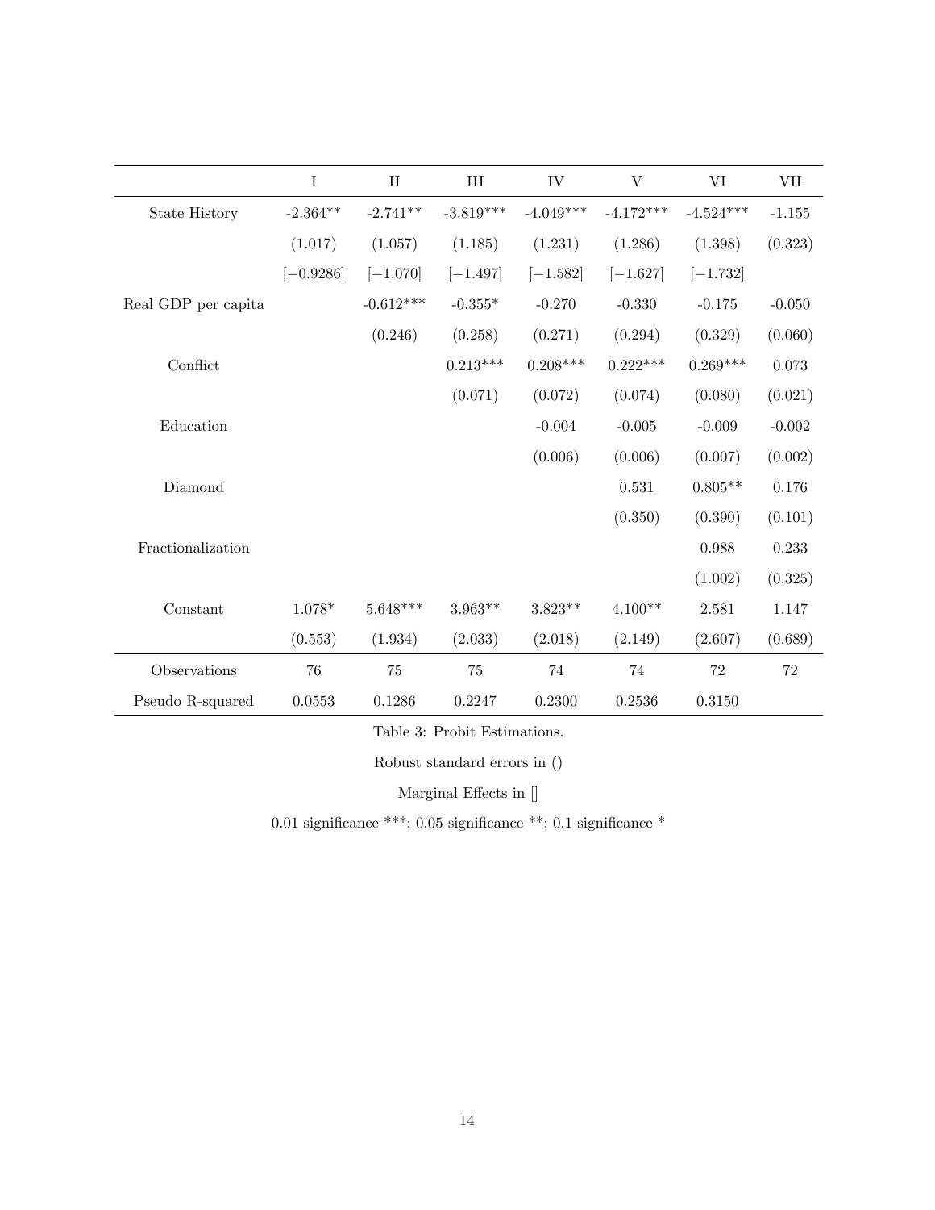| | I | II | III | IV | V | VI | VII |
|---|---|---|---|---|---|---|---|
| State History | -2.364** | -2.741** | -3.819*** | -4.049*** | -4.172*** | -4.524*** | -1.155 |
| | (1.017) | (1.057) | (1.185) | (1.231) | (1.286) | (1.398) | (0.323) |
| | [−0.9286] | [−1.070] | [−1.497] | [−1.582] | [−1.627] | [−1.732] | |
| Real GDP per capita | | -0.612*** | -0.355* | -0.270 | -0.330 | -0.175 | -0.050 |
| | | (0.246) | (0.258) | (0.271) | (0.294) | (0.329) | (0.060) |
| Conflict | | | 0.213*** | 0.208*** | 0.222*** | 0.269*** | 0.073 |
| | | | (0.071) | (0.072) | (0.074) | (0.080) | (0.021) |
| Education | | | | -0.004 | -0.005 | -0.009 | -0.002 |
| | | | | (0.006) | (0.006) | (0.007) | (0.002) |
| Diamond | | | | | 0.531 | 0.805** | 0.176 |
| | | | | | (0.350) | (0.390) | (0.101) |
| Fractionalization | | | | | | 0.988 | 0.233 |
| | | | | | | (1.002) | (0.325) |
| Constant | 1.078* | 5.648*** | 3.963** | 3.823** | 4.100** | 2.581 | 1.147 |
| | (0.553) | (1.934) | (2.033) | (2.018) | (2.149) | (2.607) | (0.689) |
| Observations | 76 | 75 | 75 | 74 | 74 | 72 | 72 |
| Pseudo R-squared | 0.0553 | 0.1286 | 0.2247 | 0.2300 | 0.2536 | 0.3150 | |

Table 3: Probit Estimations.

Robust standard errors in ()

Marginal Effects in []

0.01 significance ***; 0.05 significance **; 0.1 significance *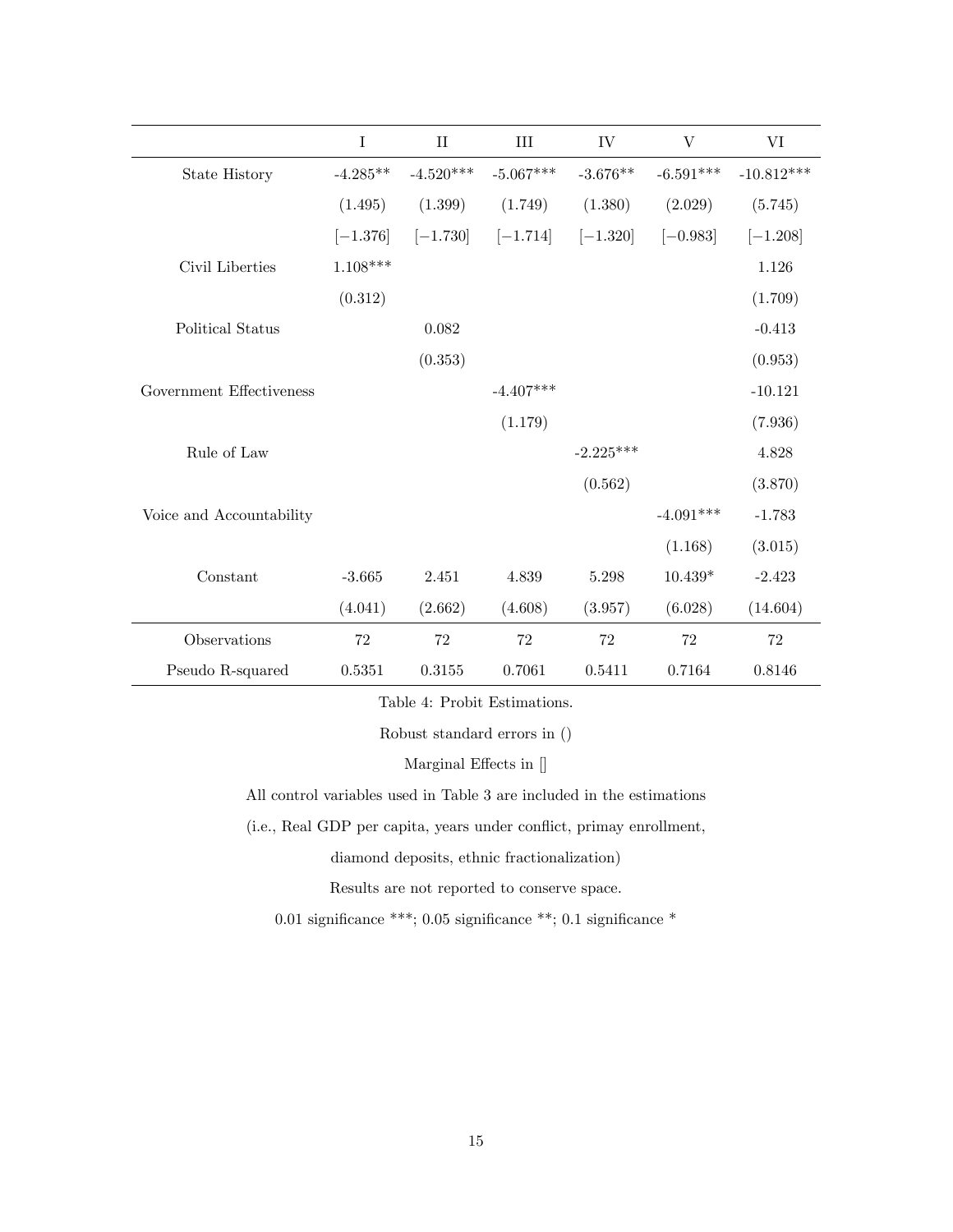| | I | II | III | IV | V | VI |
|---|---|---|---|---|---|---|
| State History | -4.285** | -4.520*** | -5.067*** | -3.676** | -6.591*** | -10.812*** |
| | (1.495) | (1.399) | (1.749) | (1.380) | (2.029) | (5.745) |
| | [−1.376] | [−1.730] | [−1.714] | [−1.320] | [−0.983] | [−1.208] |
| Civil Liberties | 1.108*** | | | | | 1.126 |
| | (0.312) | | | | | (1.709) |
| Political Status | | 0.082 | | | | -0.413 |
| | | (0.353) | | | | (0.953) |
| Government Effectiveness | | | -4.407*** | | | -10.121 |
| | | | (1.179) | | | (7.936) |
| Rule of Law | | | | -2.225*** | | 4.828 |
| | | | | (0.562) | | (3.870) |
| Voice and Accountability | | | | | -4.091*** | -1.783 |
| | | | | | (1.168) | (3.015) |
| Constant | -3.665 | 2.451 | 4.839 | 5.298 | 10.439* | -2.423 |
| | (4.041) | (2.662) | (4.608) | (3.957) | (6.028) | (14.604) |
| Observations | 72 | 72 | 72 | 72 | 72 | 72 |
| Pseudo R-squared | 0.5351 | 0.3155 | 0.7061 | 0.5411 | 0.7164 | 0.8146 |

Table 4: Probit Estimations.

Robust standard errors in ()

Marginal Effects in []

All control variables used in Table 3 are included in the estimations

(i.e., Real GDP per capita, years under conflict, primay enrollment,

diamond deposits, ethnic fractionalization)

Results are not reported to conserve space.

0.01 significance ***; 0.05 significance **; 0.1 significance *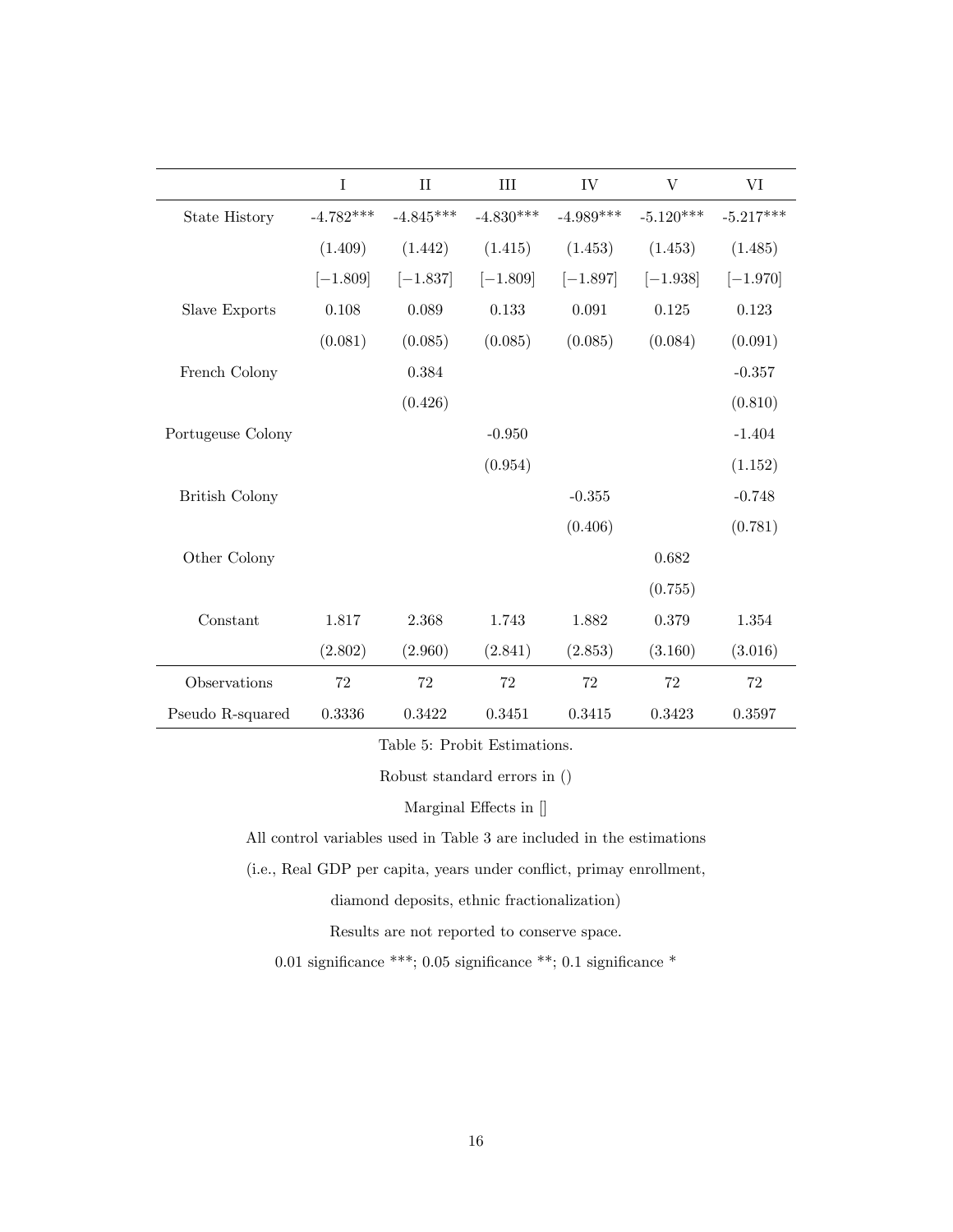| | I | II | III | IV | V | VI |
|---|---|---|---|---|---|---|
| State History | -4.782*** | -4.845*** | -4.830*** | -4.989*** | -5.120*** | -5.217*** |
| | (1.409) | (1.442) | (1.415) | (1.453) | (1.453) | (1.485) |
| | [−1.809] | [−1.837] | [−1.809] | [−1.897] | [−1.938] | [−1.970] |
| Slave Exports | 0.108 | 0.089 | 0.133 | 0.091 | 0.125 | 0.123 |
| | (0.081) | (0.085) | (0.085) | (0.085) | (0.084) | (0.091) |
| French Colony | | 0.384 | | | | -0.357 |
| | | (0.426) | | | | (0.810) |
| Portugeuse Colony | | | -0.950 | | | -1.404 |
| | | | (0.954) | | | (1.152) |
| British Colony | | | | -0.355 | | -0.748 |
| | | | | (0.406) | | (0.781) |
| Other Colony | | | | | 0.682 | |
| | | | | | (0.755) | |
| Constant | 1.817 | 2.368 | 1.743 | 1.882 | 0.379 | 1.354 |
| | (2.802) | (2.960) | (2.841) | (2.853) | (3.160) | (3.016) |
| Observations | 72 | 72 | 72 | 72 | 72 | 72 |
| Pseudo R-squared | 0.3336 | 0.3422 | 0.3451 | 0.3415 | 0.3423 | 0.3597 |

Table 5: Probit Estimations.

Robust standard errors in ()

Marginal Effects in []

All control variables used in Table 3 are included in the estimations

(i.e., Real GDP per capita, years under conflict, primay enrollment,

diamond deposits, ethnic fractionalization)

Results are not reported to conserve space.

0.01 significance ***; 0.05 significance **; 0.1 significance *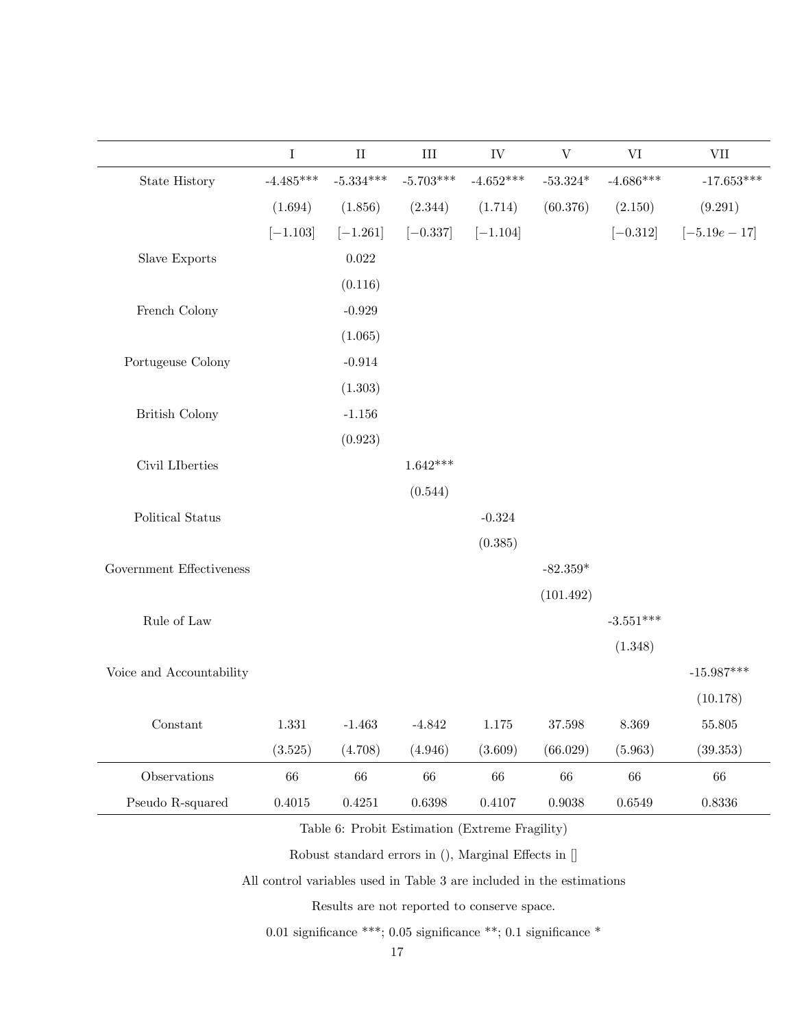| | I | II | III | IV | V | VI | VII |
|---|---|---|---|---|---|---|---|
| State History | -4.485*** | -5.334*** | -5.703*** | -4.652*** | -53.324* | -4.686*** | -17.653*** |
| | (1.694) | (1.856) | (2.344) | (1.714) | (60.376) | (2.150) | (9.291) |
| | [$-1.103$] | [$-1.261$] | [$-0.337$] | [$-1.104$] | | [$-0.312$] | [$-5.19e-17$] |
| Slave Exports | | 0.022 | | | | | |
| | | (0.116) | | | | | |
| French Colony | | -0.929 | | | | | |
| | | (1.065) | | | | | |
| Portugeuse Colony | | -0.914 | | | | | |
| | | (1.303) | | | | | |
| British Colony | | -1.156 | | | | | |
| | | (0.923) | | | | | |
| Civil LIberties | | | 1.642*** | | | | |
| | | | (0.544) | | | | |
| Political Status | | | | -0.324 | | | |
| | | | | (0.385) | | | |
| Government Effectiveness | | | | | -82.359* | | |
| | | | | | (101.492) | | |
| Rule of Law | | | | | | -3.551*** | |
| | | | | | | (1.348) | |
| Voice and Accountability | | | | | | | -15.987*** |
| | | | | | | | (10.178) |
| Constant | 1.331 | -1.463 | -4.842 | 1.175 | 37.598 | 8.369 | 55.805 |
| | (3.525) | (4.708) | (4.946) | (3.609) | (66.029) | (5.963) | (39.353) |
| Observations | 66 | 66 | 66 | 66 | 66 | 66 | 66 |
| Pseudo R-squared | 0.4015 | 0.4251 | 0.6398 | 0.4107 | 0.9038 | 0.6549 | 0.8336 |

Table 6: Probit Estimation (Extreme Fragility)

Robust standard errors in (), Marginal Effects in []

All control variables used in Table 3 are included in the estimations

Results are not reported to conserve space.

0.01 significance ***; 0.05 significance **; 0.1 significance *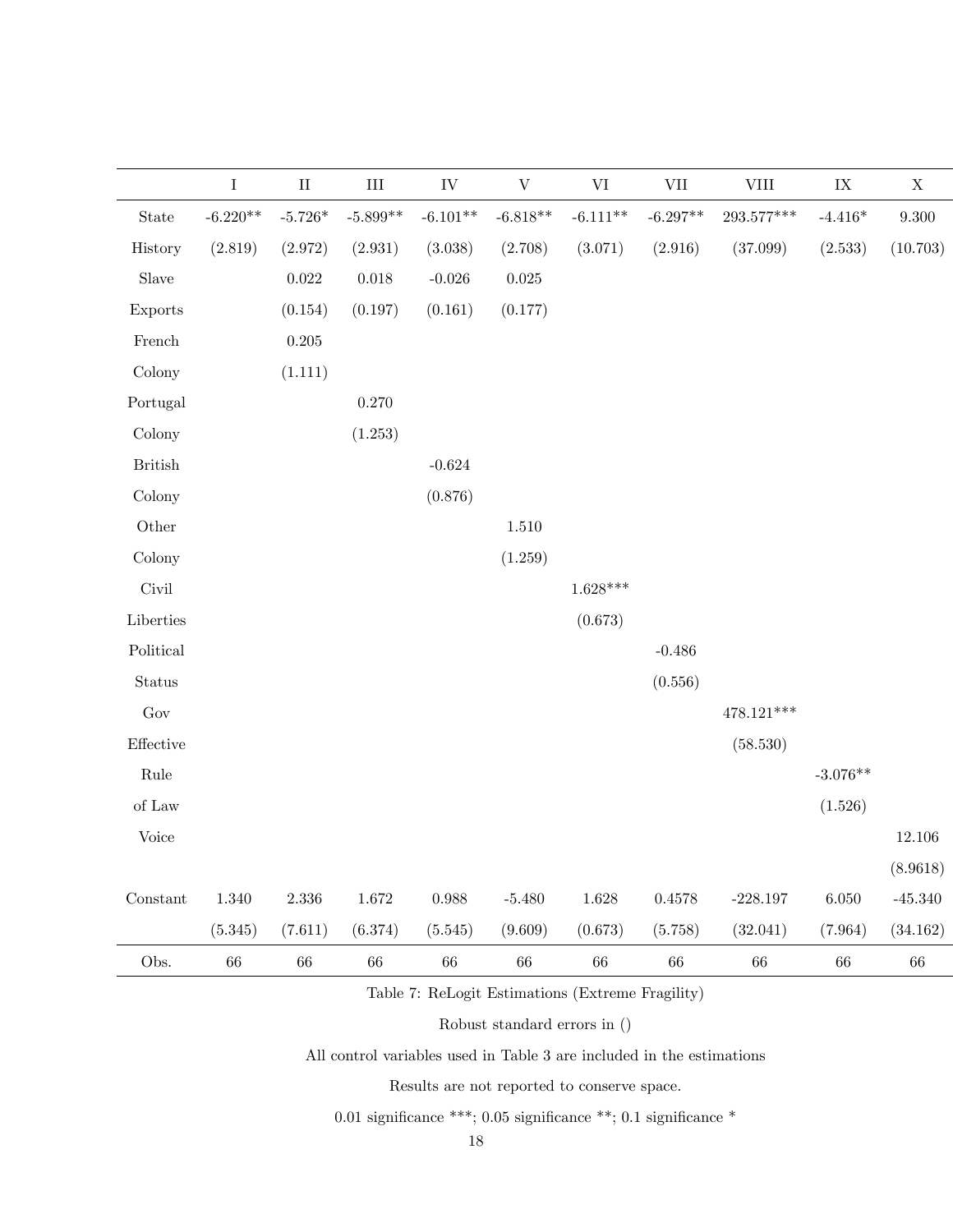| | I | II | III | IV | V | VI | VII | VIII | IX | X |
|---|---|---|---|---|---|---|---|---|---|---|
| State | -6.220** | -5.726* | -5.899** | -6.101** | -6.818** | -6.111** | -6.297** | 293.577*** | -4.416* | 9.300 |
| History | (2.819) | (2.972) | (2.931) | (3.038) | (2.708) | (3.071) | (2.916) | (37.099) | (2.533) | (10.703) |
| Slave | | 0.022 | 0.018 | -0.026 | 0.025 | | | | | |
| Exports | | (0.154) | (0.197) | (0.161) | (0.177) | | | | | |
| French | | 0.205 | | | | | | | | |
| Colony | | (1.111) | | | | | | | | |
| Portugal | | | 0.270 | | | | | | | |
| Colony | | | (1.253) | | | | | | | |
| British | | | | -0.624 | | | | | | |
| Colony | | | | (0.876) | | | | | | |
| Other | | | | | 1.510 | | | | | |
| Colony | | | | | (1.259) | | | | | |
| Civil | | | | | | 1.628*** | | | | |
| Liberties | | | | | | (0.673) | | | | |
| Political | | | | | | | -0.486 | | | |
| Status | | | | | | | (0.556) | | | |
| Gov | | | | | | | | 478.121*** | | |
| Effective | | | | | | | | (58.530) | | |
| Rule | | | | | | | | | -3.076** | |
| of Law | | | | | | | | | (1.526) | |
| Voice | | | | | | | | | | 12.106 |
| | | | | | | | | | | (8.9618) |
| Constant | 1.340 | 2.336 | 1.672 | 0.988 | -5.480 | 1.628 | 0.4578 | -228.197 | 6.050 | -45.340 |
| | (5.345) | (7.611) | (6.374) | (5.545) | (9.609) | (0.673) | (5.758) | (32.041) | (7.964) | (34.162) |
| Obs. | 66 | 66 | 66 | 66 | 66 | 66 | 66 | 66 | 66 | 66 |

Table 7: ReLogit Estimations (Extreme Fragility)

Robust standard errors in ()

All control variables used in Table 3 are included in the estimations

Results are not reported to conserve space.

0.01 significance ***; 0.05 significance **; 0.1 significance *